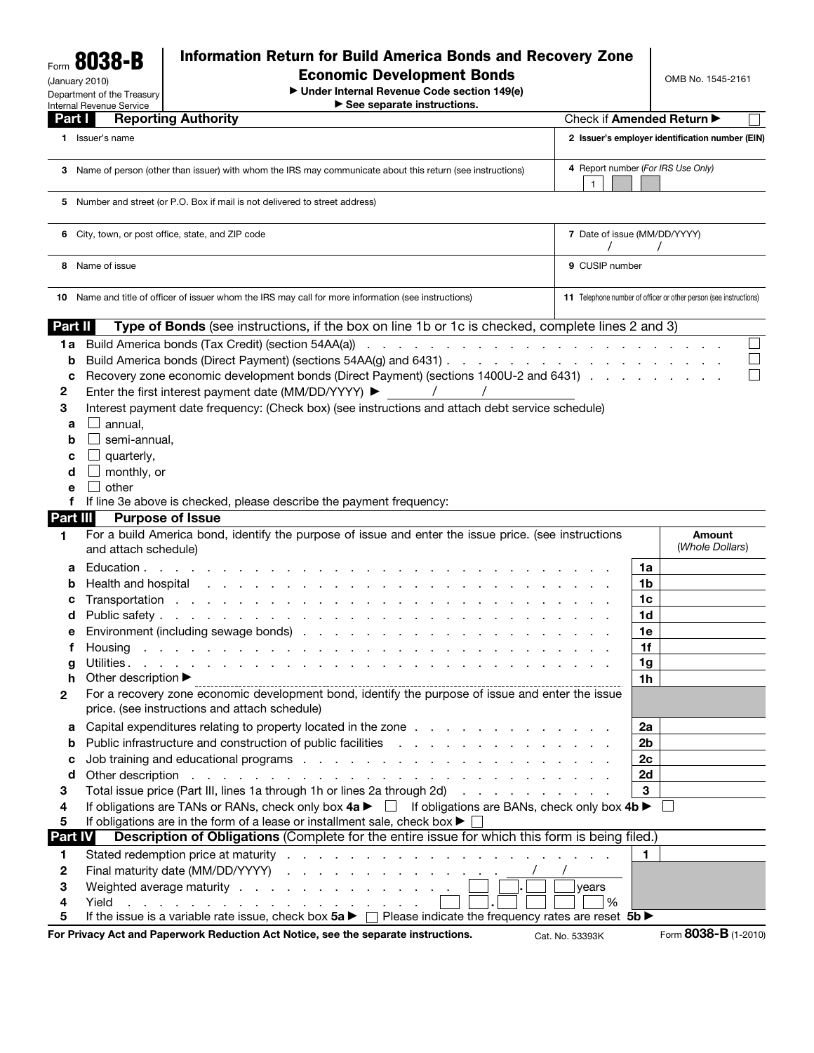Form **8038-B**
(January 2010)
Department of the Treasury
Internal Revenue Service

# Information Return for Build America Bonds and Recovery Zone Economic Development Bonds

► Under Internal Revenue Code section 149(e)
► See separate instructions.

OMB No. 1545-2161

## Part I Reporting Authority

Check if **Amended Return** ► ☐

| | |
|---|---|
| **1** Issuer's name | **2** Issuer's employer identification number (EIN) |
| **3** Name of person (other than issuer) with whom the IRS may communicate about this return (see instructions) | **4** Report number (*For IRS Use Only*) 1 |
| **5** Number and street (or P.O. box if mail is not delivered to street address) | |
| **6** City, town, or post office, state, and ZIP code | **7** Date of issue (MM/DD/YYYY) / / |
| **8** Name of issue | **9** CUSIP number |
| **10** Name and title of officer of issuer whom the IRS may call for more information (see instructions) | **11** Telephone number of officer or other person (see instructions) |

## Part II Type of Bonds (see instructions, if the box on line 1b or 1c is checked, complete lines 2 and 3)

**1a** Build America bonds (Tax Credit) (section 54AA(a)) ☐
**b** Build America bonds (Direct Payment) (sections 54AA(g) and 6431) ☐
**c** Recovery zone economic development bonds (Direct Payment) (sections 1400U-2 and 6431) ☐
**2** Enter the first interest payment date (MM/DD/YYYY) ► / /
**3** Interest payment date frequency: (Check box) (see instructions and attach debt service schedule)
**a** ☐ annual,
**b** ☐ semi-annual,
**c** ☐ quarterly,
**d** ☐ monthly, or
**e** ☐ other
**f** If line 3e above is checked, please describe the payment frequency:

## Part III Purpose of Issue

| | | | Amount (*Whole Dollars*) |
|---|---|---|---|
| **1** | For a build America bond, identify the purpose of issue and enter the issue price. (see instructions and attach schedule) | | |
| **a** | Education | **1a** | |
| **b** | Health and hospital | **1b** | |
| **c** | Transportation | **1c** | |
| **d** | Public safety | **1d** | |
| **e** | Environment (including sewage bonds) | **1e** | |
| **f** | Housing | **1f** | |
| **g** | Utilities | **1g** | |
| **h** | Other description ► | **1h** | |
| **2** | For a recovery zone economic development bond, identify the purpose of issue and enter the issue price. (see instructions and attach schedule) | | |
| **a** | Capital expenditures relating to property located in the zone | **2a** | |
| **b** | Public infrastructure and construction of public facilities | **2b** | |
| **c** | Job training and educational programs | **2c** | |
| **d** | Other description | **2d** | |
| **3** | Total issue price (Part III, lines 1a through 1h or lines 2a through 2d) | **3** | |

**4** If obligations are TANs or RANs, check only box **4a** ► ☐ If obligations are BANs, check only box **4b** ► ☐
**5** If obligations are in the form of a lease or installment sale, check box ► ☐

## Part IV Description of Obligations (Complete for the entire issue for which this form is being filed.)

| | | | |
|---|---|---|---|
| **1** | Stated redemption price at maturity | **1** | |
| **2** | Final maturity date (MM/DD/YYYY) / / | | |
| **3** | Weighted average maturity . years | | |
| **4** | Yield . % | | |

**5** If the issue is a variable rate issue, check box **5a** ► ☐ Please indicate the frequency rates are reset **5b** ►

**For Privacy Act and Paperwork Reduction Act Notice, see the separate instructions.** Cat. No. 53393K Form **8038-B** (1-2010)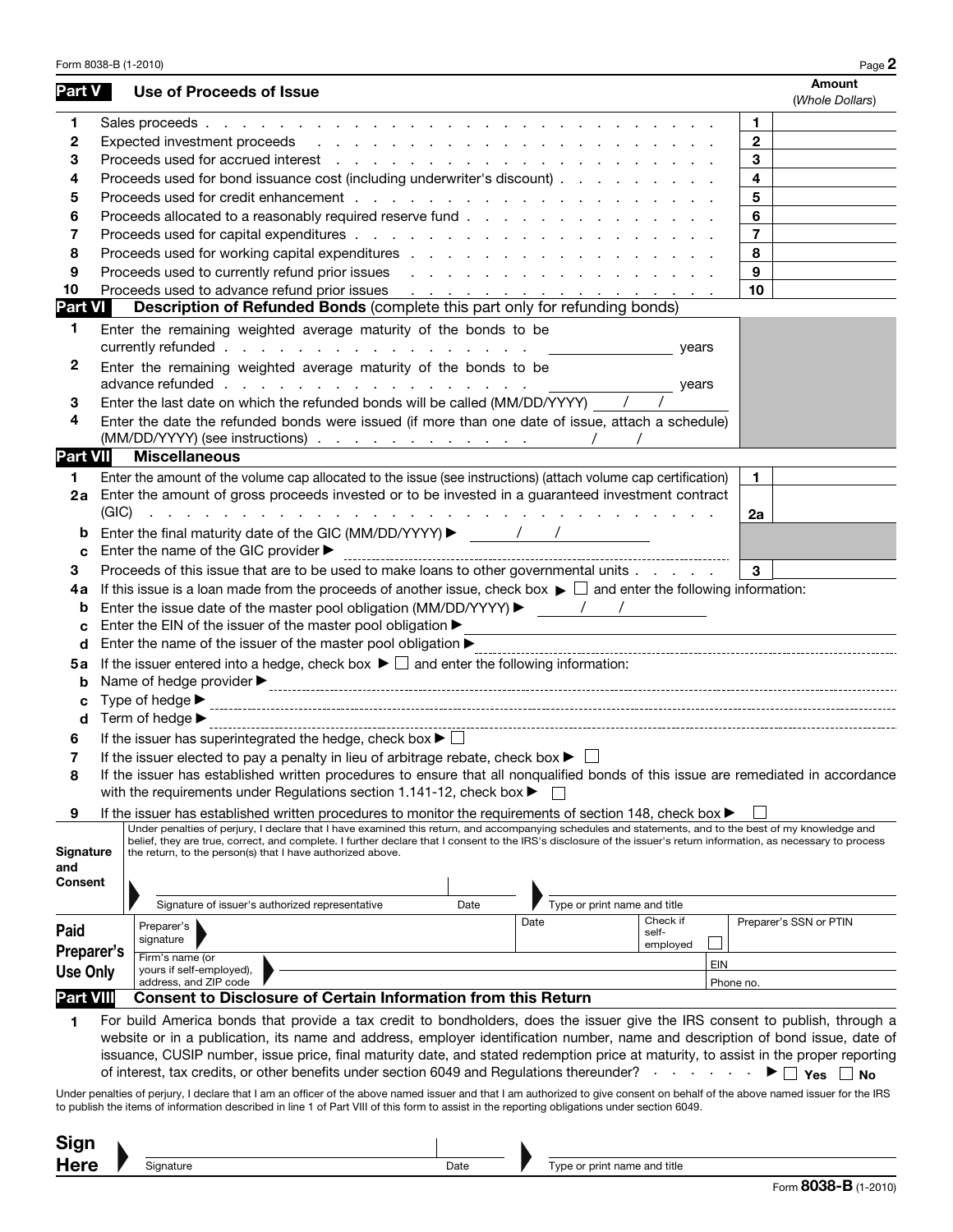## Part V — Use of Proceeds of Issue

| | | | Amount (*Whole Dollars*) |
|---|---|---|---|
| 1 | Sales proceeds | 1 | |
| 2 | Expected investment proceeds | 2 | |
| 3 | Proceeds used for accrued interest | 3 | |
| 4 | Proceeds used for bond issuance cost (including underwriter's discount) | 4 | |
| 5 | Proceeds used for credit enhancement | 5 | |
| 6 | Proceeds allocated to a reasonably required reserve fund | 6 | |
| 7 | Proceeds used for capital expenditures | 7 | |
| 8 | Proceeds used for working capital expenditures | 8 | |
| 9 | Proceeds used to currently refund prior issues | 9 | |
| 10 | Proceeds used to advance refund prior issues | 10 | |

## Part VI — Description of Refunded Bonds (complete this part only for refunding bonds)

1. Enter the remaining weighted average maturity of the bonds to be currently refunded . . . . . . ______ years
2. Enter the remaining weighted average maturity of the bonds to be advance refunded . . . . . . ______ years
3. Enter the last date on which the refunded bonds will be called (MM/DD/YYYY) ___/___/______
4. Enter the date the refunded bonds were issued (if more than one date of issue, attach a schedule) (MM/DD/YYYY) (see instructions) . . . . . ___/___/______

## Part VII — Miscellaneous

| | | | |
|---|---|---|---|
| 1 | Enter the amount of the volume cap allocated to the issue (see instructions) (attach volume cap certification) | 1 | |
| 2a | Enter the amount of gross proceeds invested or to be invested in a guaranteed investment contract (GIC) | 2a | |
| b | Enter the final maturity date of the GIC (MM/DD/YYYY) ▶ ___/___/______ | | |
| c | Enter the name of the GIC provider ▶ | | |
| 3 | Proceeds of this issue that are to be used to make loans to other governmental units | 3 | |

**4a** If this issue is a loan made from the proceeds of another issue, check box ▶ ☐ and enter the following information:

**b** Enter the issue date of the master pool obligation (MM/DD/YYYY) ▶ ___/___/______

**c** Enter the EIN of the issuer of the master pool obligation ▶

**d** Enter the name of the issuer of the master pool obligation ▶

**5a** If the issuer entered into a hedge, check box ▶ ☐ and enter the following information:

**b** Name of hedge provider ▶

**c** Type of hedge ▶

**d** Term of hedge ▶

**6** If the issuer has superintegrated the hedge, check box ▶ ☐

**7** If the issuer elected to pay a penalty in lieu of arbitrage rebate, check box ▶ ☐

**8** If the issuer has established written procedures to ensure that all nonqualified bonds of this issue are remediated in accordance with the requirements under Regulations section 1.141-12, check box ▶ ☐

**9** If the issuer has established written procedures to monitor the requirements of section 148, check box ▶ ☐

### Signature and Consent

Under penalties of perjury, I declare that I have examined this return, and accompanying schedules and statements, and to the best of my knowledge and belief, they are true, correct, and complete. I further declare that I consent to the IRS's disclosure of the issuer's return information, as necessary to process the return, to the person(s) that I have authorized above.

| Signature of issuer's authorized representative | Date | Type or print name and title |
|---|---|---|
| | | |

### Paid Preparer's Use Only

| Preparer's signature | Date | Check if self-employed ☐ | Preparer's SSN or PTIN |
|---|---|---|---|
| Firm's name (or yours if self-employed), address, and ZIP code | | EIN | |
| | | Phone no. | |

## Part VIII — Consent to Disclosure of Certain Information from this Return

**1** For build America bonds that provide a tax credit to bondholders, does the issuer give the IRS consent to publish, through a website or in a publication, its name and address, employer identification number, name and description of bond issue, date of issuance, CUSIP number, issue price, final maturity date, and stated redemption price at maturity, to assist in the proper reporting of interest, tax credits, or other benefits under section 6049 and Regulations thereunder? . . . . . . ▶ ☐ **Yes** ☐ **No**

Under penalties of perjury, I declare that I am an officer of the above named issuer and that I am authorized to give consent on behalf of the above named issuer for the IRS to publish the items of information described in line 1 of Part VIII of this form to assist in the reporting obligations under section 6049.

**Sign Here**

| Signature | Date | Type or print name and title |
|---|---|---|
| | | |

Form **8038-B** (1-2010)